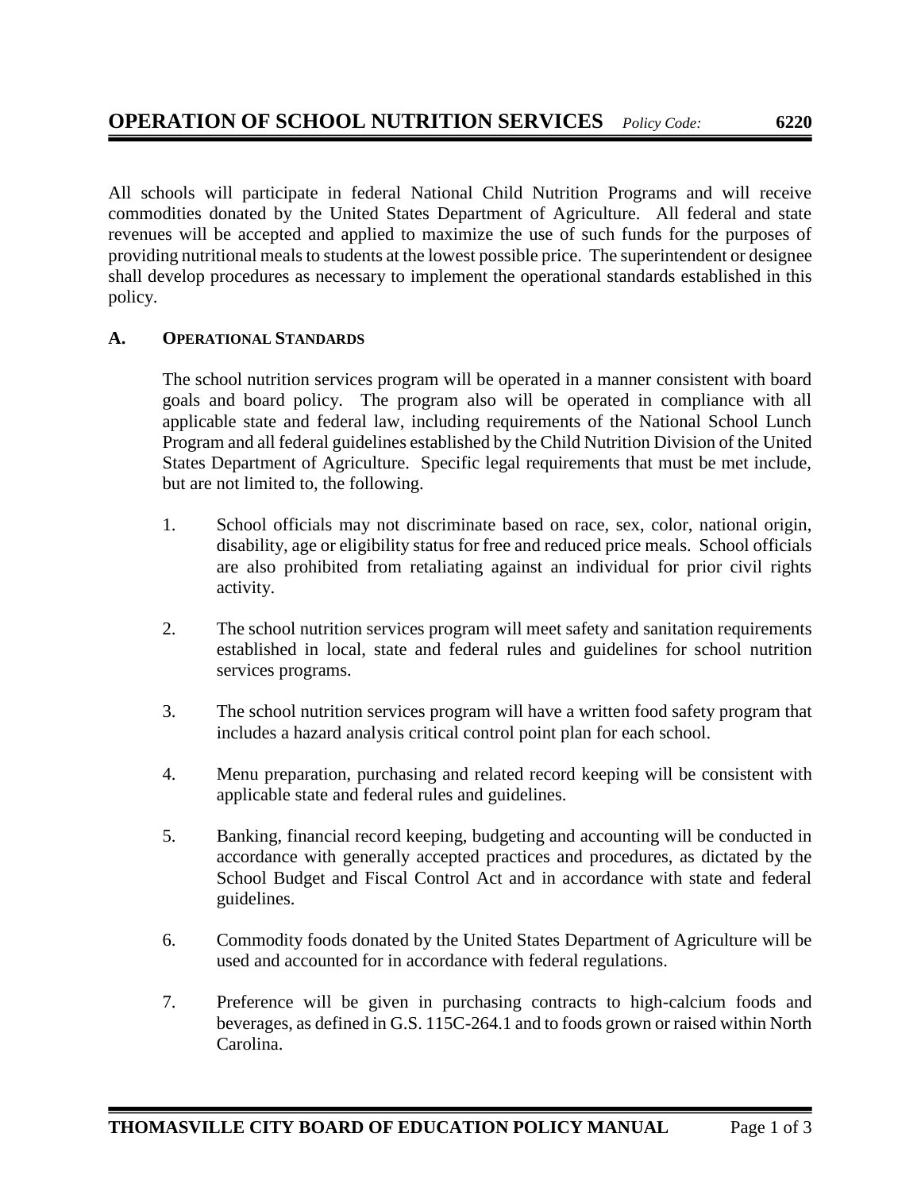# OPERATION OF SCHOOL NUTRITION SERVICES *Policy Code:* 6220

All schools will participate in federal National Child Nutrition Programs and will receive commodities donated by the United States Department of Agriculture. All federal and state revenues will be accepted and applied to maximize the use of such funds for the purposes of providing nutritional meals to students at the lowest possible price. The superintendent or designee shall develop procedures as necessary to implement the operational standards established in this policy.

## A. OPERATIONAL STANDARDS

The school nutrition services program will be operated in a manner consistent with board goals and board policy. The program also will be operated in compliance with all applicable state and federal law, including requirements of the National School Lunch Program and all federal guidelines established by the Child Nutrition Division of the United States Department of Agriculture. Specific legal requirements that must be met include, but are not limited to, the following.

1. School officials may not discriminate based on race, sex, color, national origin, disability, age or eligibility status for free and reduced price meals. School officials are also prohibited from retaliating against an individual for prior civil rights activity.

2. The school nutrition services program will meet safety and sanitation requirements established in local, state and federal rules and guidelines for school nutrition services programs.

3. The school nutrition services program will have a written food safety program that includes a hazard analysis critical control point plan for each school.

4. Menu preparation, purchasing and related record keeping will be consistent with applicable state and federal rules and guidelines.

5. Banking, financial record keeping, budgeting and accounting will be conducted in accordance with generally accepted practices and procedures, as dictated by the School Budget and Fiscal Control Act and in accordance with state and federal guidelines.

6. Commodity foods donated by the United States Department of Agriculture will be used and accounted for in accordance with federal regulations.

7. Preference will be given in purchasing contracts to high-calcium foods and beverages, as defined in G.S. 115C-264.1 and to foods grown or raised within North Carolina.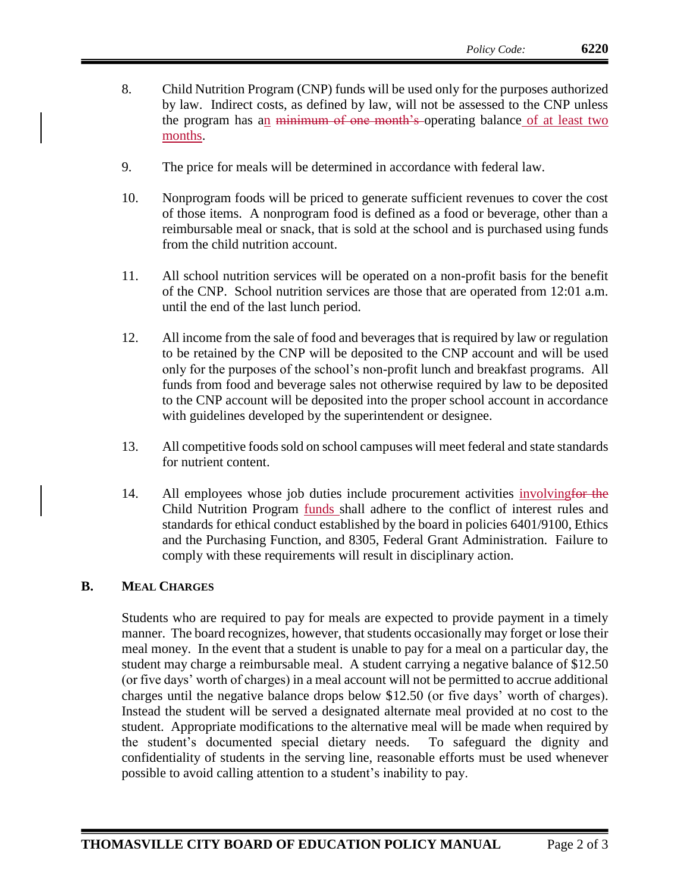8. Child Nutrition Program (CNP) funds will be used only for the purposes authorized by law. Indirect costs, as defined by law, will not be assessed to the CNP unless the program has an ~~minimum of one month's~~ operating balance of at least two months.

9. The price for meals will be determined in accordance with federal law.

10. Nonprogram foods will be priced to generate sufficient revenues to cover the cost of those items. A nonprogram food is defined as a food or beverage, other than a reimbursable meal or snack, that is sold at the school and is purchased using funds from the child nutrition account.

11. All school nutrition services will be operated on a non-profit basis for the benefit of the CNP. School nutrition services are those that are operated from 12:01 a.m. until the end of the last lunch period.

12. All income from the sale of food and beverages that is required by law or regulation to be retained by the CNP will be deposited to the CNP account and will be used only for the purposes of the school's non-profit lunch and breakfast programs. All funds from food and beverage sales not otherwise required by law to be deposited to the CNP account will be deposited into the proper school account in accordance with guidelines developed by the superintendent or designee.

13. All competitive foods sold on school campuses will meet federal and state standards for nutrient content.

14. All employees whose job duties include procurement activities involving~~for the~~ Child Nutrition Program funds shall adhere to the conflict of interest rules and standards for ethical conduct established by the board in policies 6401/9100, Ethics and the Purchasing Function, and 8305, Federal Grant Administration. Failure to comply with these requirements will result in disciplinary action.

## B. Meal Charges

Students who are required to pay for meals are expected to provide payment in a timely manner. The board recognizes, however, that students occasionally may forget or lose their meal money. In the event that a student is unable to pay for a meal on a particular day, the student may charge a reimbursable meal. A student carrying a negative balance of $12.50 (or five days' worth of charges) in a meal account will not be permitted to accrue additional charges until the negative balance drops below $12.50 (or five days' worth of charges). Instead the student will be served a designated alternate meal provided at no cost to the student. Appropriate modifications to the alternative meal will be made when required by the student's documented special dietary needs. To safeguard the dignity and confidentiality of students in the serving line, reasonable efforts must be used whenever possible to avoid calling attention to a student's inability to pay.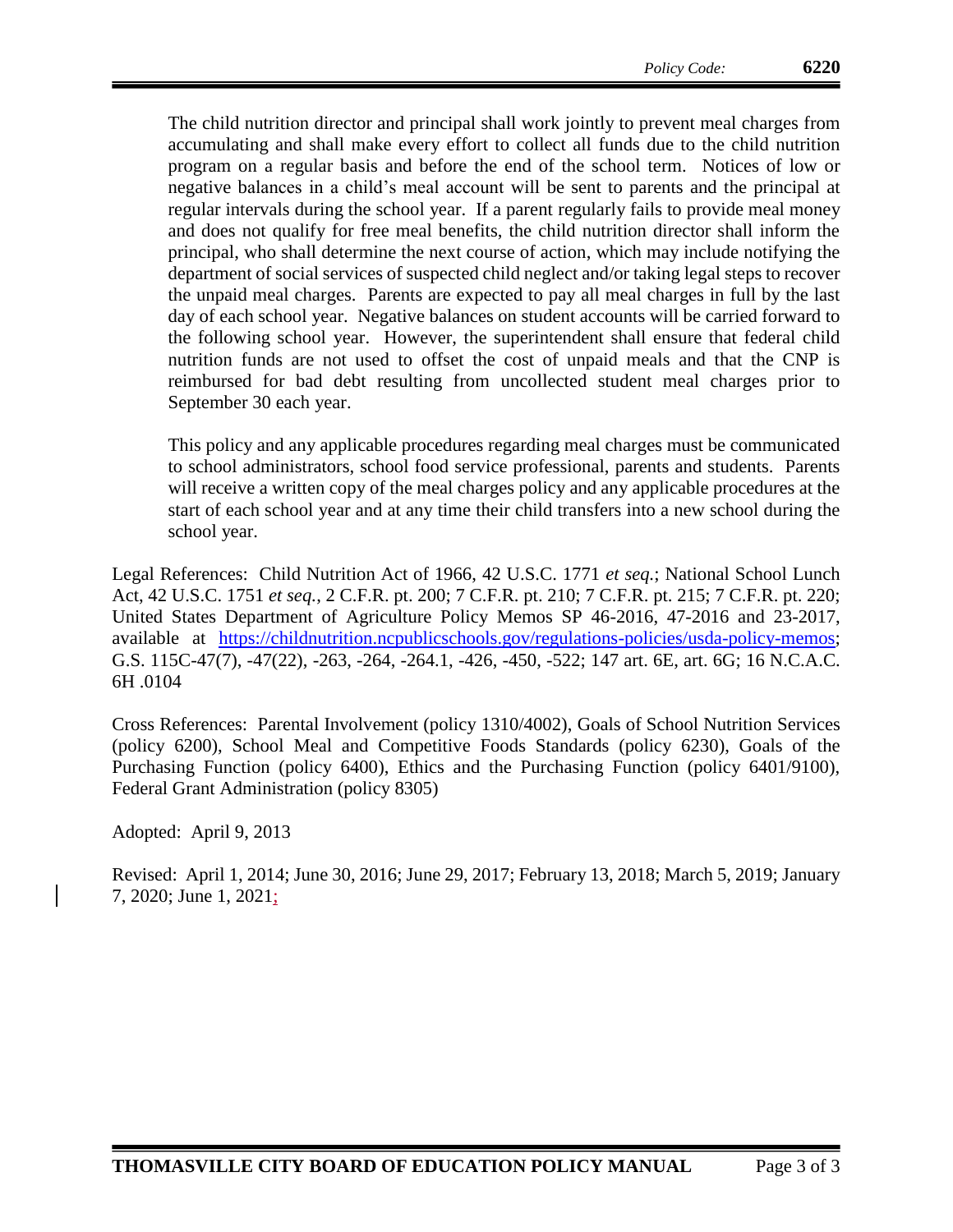The child nutrition director and principal shall work jointly to prevent meal charges from accumulating and shall make every effort to collect all funds due to the child nutrition program on a regular basis and before the end of the school term. Notices of low or negative balances in a child's meal account will be sent to parents and the principal at regular intervals during the school year. If a parent regularly fails to provide meal money and does not qualify for free meal benefits, the child nutrition director shall inform the principal, who shall determine the next course of action, which may include notifying the department of social services of suspected child neglect and/or taking legal steps to recover the unpaid meal charges. Parents are expected to pay all meal charges in full by the last day of each school year. Negative balances on student accounts will be carried forward to the following school year. However, the superintendent shall ensure that federal child nutrition funds are not used to offset the cost of unpaid meals and that the CNP is reimbursed for bad debt resulting from uncollected student meal charges prior to September 30 each year.

This policy and any applicable procedures regarding meal charges must be communicated to school administrators, school food service professional, parents and students. Parents will receive a written copy of the meal charges policy and any applicable procedures at the start of each school year and at any time their child transfers into a new school during the school year.

Legal References: Child Nutrition Act of 1966, 42 U.S.C. 1771 *et seq.*; National School Lunch Act, 42 U.S.C. 1751 *et seq.*, 2 C.F.R. pt. 200; 7 C.F.R. pt. 210; 7 C.F.R. pt. 215; 7 C.F.R. pt. 220; United States Department of Agriculture Policy Memos SP 46-2016, 47-2016 and 23-2017, available at https://childnutrition.ncpublicschools.gov/regulations-policies/usda-policy-memos; G.S. 115C-47(7), -47(22), -263, -264, -264.1, -426, -450, -522; 147 art. 6E, art. 6G; 16 N.C.A.C. 6H .0104

Cross References: Parental Involvement (policy 1310/4002), Goals of School Nutrition Services (policy 6200), School Meal and Competitive Foods Standards (policy 6230), Goals of the Purchasing Function (policy 6400), Ethics and the Purchasing Function (policy 6401/9100), Federal Grant Administration (policy 8305)

Adopted: April 9, 2013

Revised: April 1, 2014; June 30, 2016; June 29, 2017; February 13, 2018; March 5, 2019; January 7, 2020; June 1, 2021;